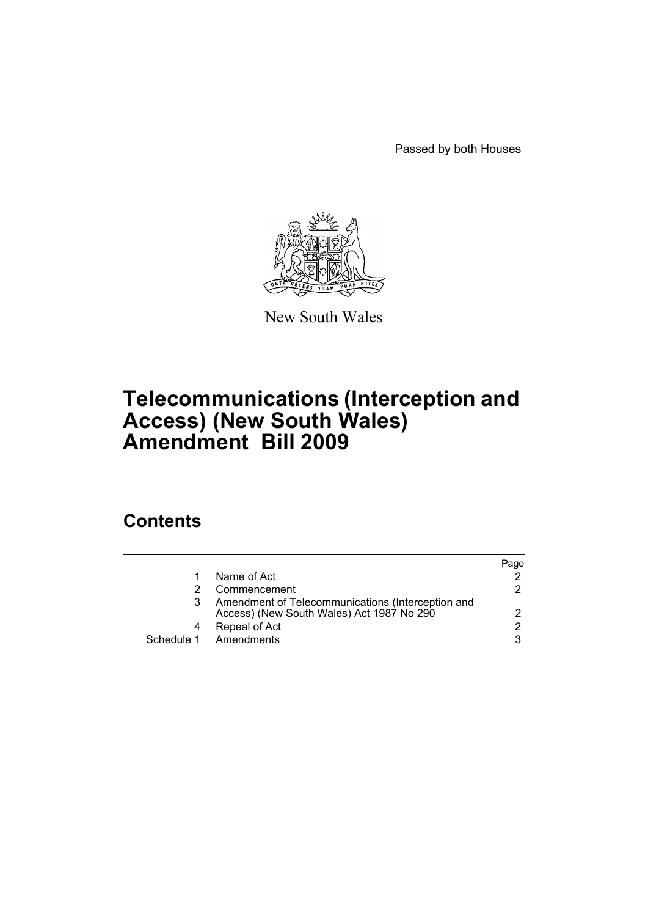Passed by both Houses

New South Wales

# Telecommunications (Interception and Access) (New South Wales) Amendment Bill 2009

## Contents

| | | Page |
|---|---|---|
| 1 | Name of Act | 2 |
| 2 | Commencement | 2 |
| 3 | Amendment of Telecommunications (Interception and Access) (New South Wales) Act 1987 No 290 | 2 |
| 4 | Repeal of Act | 2 |
| Schedule 1 | Amendments | 3 |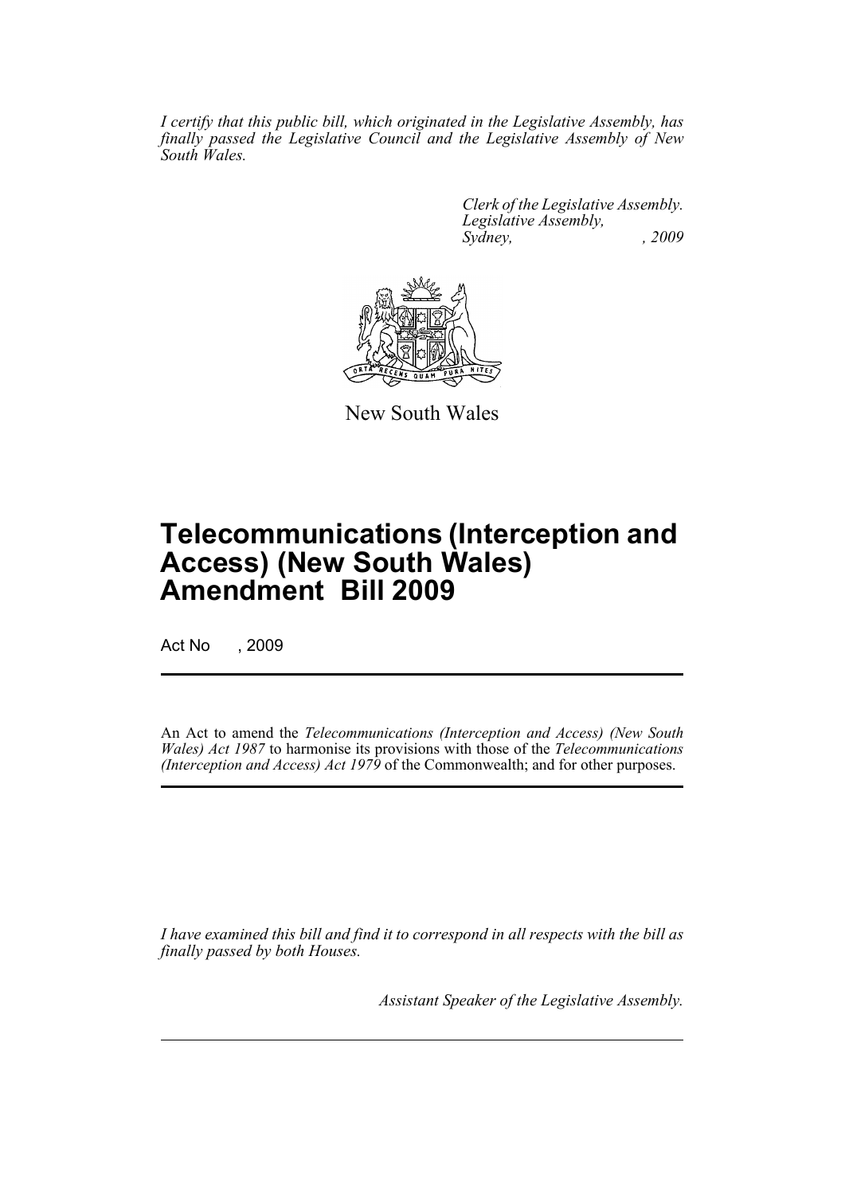*I certify that this public bill, which originated in the Legislative Assembly, has finally passed the Legislative Council and the Legislative Assembly of New South Wales.*

*Clerk of the Legislative Assembly.*
*Legislative Assembly,*
*Sydney, , 2009*

New South Wales

# Telecommunications (Interception and Access) (New South Wales) Amendment Bill 2009

Act No , 2009

An Act to amend the *Telecommunications (Interception and Access) (New South Wales) Act 1987* to harmonise its provisions with those of the *Telecommunications (Interception and Access) Act 1979* of the Commonwealth; and for other purposes.

*I have examined this bill and find it to correspond in all respects with the bill as finally passed by both Houses.*

*Assistant Speaker of the Legislative Assembly.*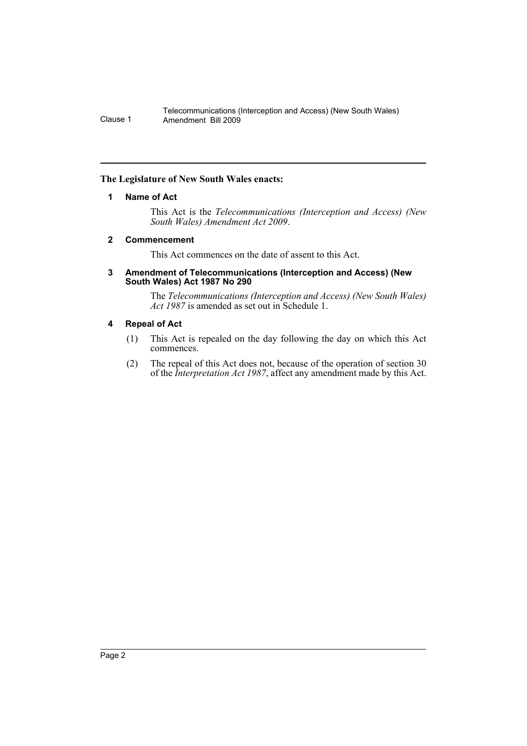**The Legislature of New South Wales enacts:**

### 1 Name of Act

This Act is the *Telecommunications (Interception and Access) (New South Wales) Amendment Act 2009*.

### 2 Commencement

This Act commences on the date of assent to this Act.

### 3 Amendment of Telecommunications (Interception and Access) (New South Wales) Act 1987 No 290

The *Telecommunications (Interception and Access) (New South Wales) Act 1987* is amended as set out in Schedule 1.

### 4 Repeal of Act

(1) This Act is repealed on the day following the day on which this Act commences.

(2) The repeal of this Act does not, because of the operation of section 30 of the *Interpretation Act 1987*, affect any amendment made by this Act.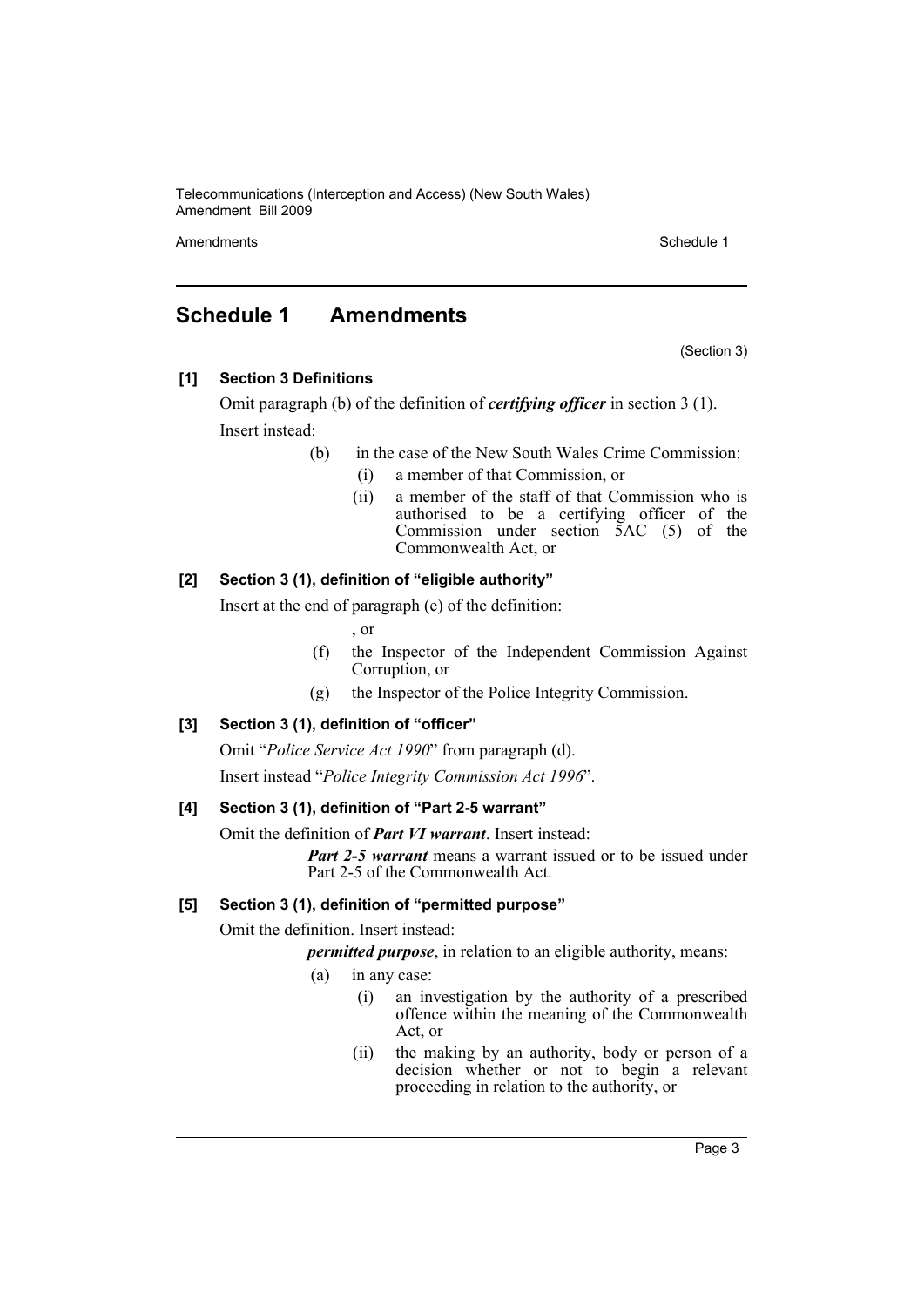# Schedule 1 Amendments

(Section 3)

**[1] Section 3 Definitions**

Omit paragraph (b) of the definition of ***certifying officer*** in section 3 (1).

Insert instead:

- (b) in the case of the New South Wales Crime Commission:
  - (i) a member of that Commission, or
  - (ii) a member of the staff of that Commission who is authorised to be a certifying officer of the Commission under section 5AC (5) of the Commonwealth Act, or

**[2] Section 3 (1), definition of "eligible authority"**

Insert at the end of paragraph (e) of the definition:

, or

- (f) the Inspector of the Independent Commission Against Corruption, or
- (g) the Inspector of the Police Integrity Commission.

**[3] Section 3 (1), definition of "officer"**

Omit "*Police Service Act 1990*" from paragraph (d).

Insert instead "*Police Integrity Commission Act 1996*".

**[4] Section 3 (1), definition of "Part 2-5 warrant"**

Omit the definition of ***Part VI warrant***. Insert instead:

***Part 2-5 warrant*** means a warrant issued or to be issued under Part 2-5 of the Commonwealth Act.

**[5] Section 3 (1), definition of "permitted purpose"**

Omit the definition. Insert instead:

***permitted purpose***, in relation to an eligible authority, means:

- (a) in any case:
  - (i) an investigation by the authority of a prescribed offence within the meaning of the Commonwealth Act, or
  - (ii) the making by an authority, body or person of a decision whether or not to begin a relevant proceeding in relation to the authority, or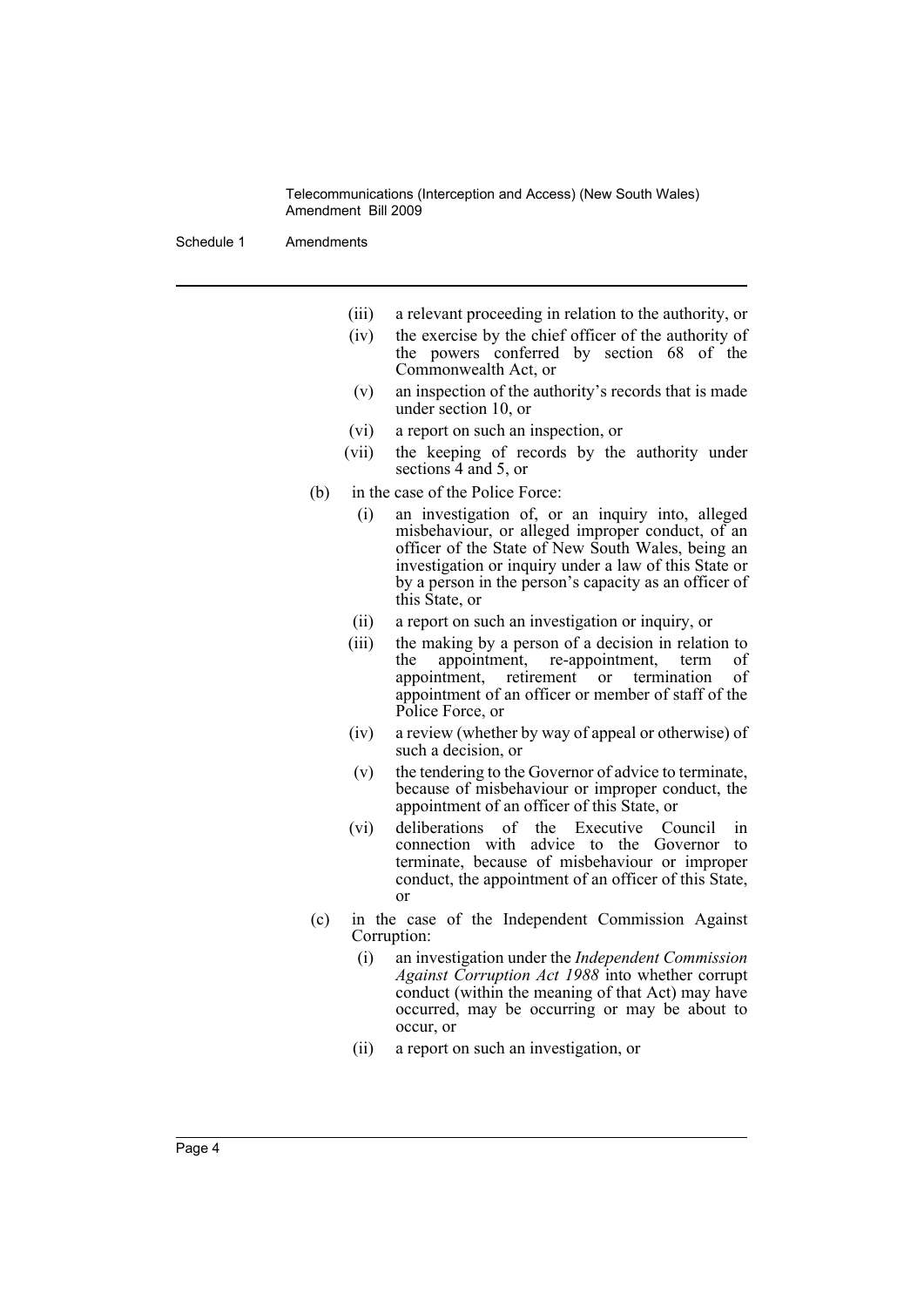(iii) a relevant proceeding in relation to the authority, or

(iv) the exercise by the chief officer of the authority of the powers conferred by section 68 of the Commonwealth Act, or

(v) an inspection of the authority's records that is made under section 10, or

(vi) a report on such an inspection, or

(vii) the keeping of records by the authority under sections 4 and 5, or

(b) in the case of the Police Force:

(i) an investigation of, or an inquiry into, alleged misbehaviour, or alleged improper conduct, of an officer of the State of New South Wales, being an investigation or inquiry under a law of this State or by a person in the person's capacity as an officer of this State, or

(ii) a report on such an investigation or inquiry, or

(iii) the making by a person of a decision in relation to the appointment, re-appointment, term of appointment, retirement or termination of appointment of an officer or member of staff of the Police Force, or

(iv) a review (whether by way of appeal or otherwise) of such a decision, or

(v) the tendering to the Governor of advice to terminate, because of misbehaviour or improper conduct, the appointment of an officer of this State, or

(vi) deliberations of the Executive Council in connection with advice to the Governor to terminate, because of misbehaviour or improper conduct, the appointment of an officer of this State, or

(c) in the case of the Independent Commission Against Corruption:

(i) an investigation under the *Independent Commission Against Corruption Act 1988* into whether corrupt conduct (within the meaning of that Act) may have occurred, may be occurring or may be about to occur, or

(ii) a report on such an investigation, or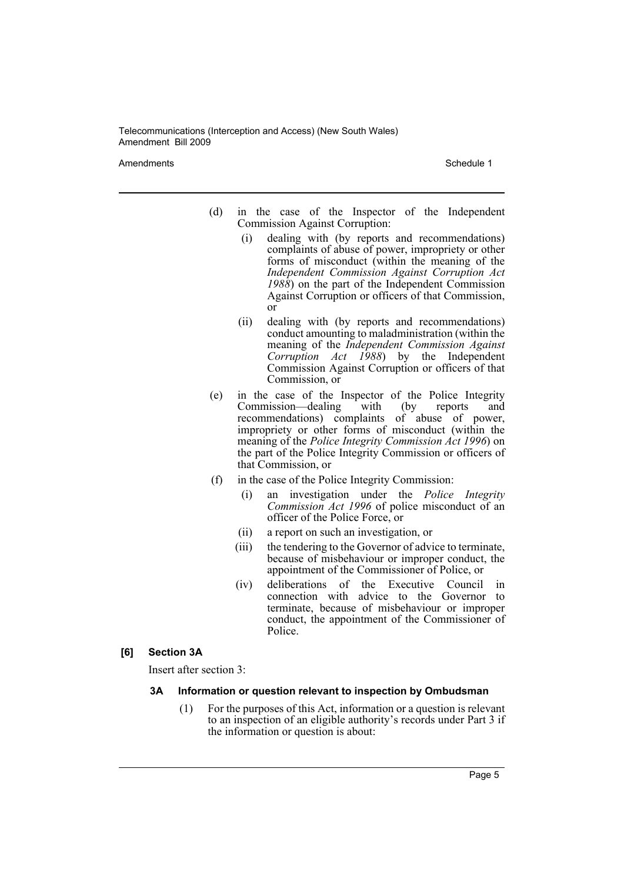(d) in the case of the Inspector of the Independent Commission Against Corruption:

   (i) dealing with (by reports and recommendations) complaints of abuse of power, impropriety or other forms of misconduct (within the meaning of the *Independent Commission Against Corruption Act 1988*) on the part of the Independent Commission Against Corruption or officers of that Commission, or

   (ii) dealing with (by reports and recommendations) conduct amounting to maladministration (within the meaning of the *Independent Commission Against Corruption Act 1988*) by the Independent Commission Against Corruption or officers of that Commission, or

(e) in the case of the Inspector of the Police Integrity Commission—dealing with (by reports and recommendations) complaints of abuse of power, impropriety or other forms of misconduct (within the meaning of the *Police Integrity Commission Act 1996*) on the part of the Police Integrity Commission or officers of that Commission, or

(f) in the case of the Police Integrity Commission:

   (i) an investigation under the *Police Integrity Commission Act 1996* of police misconduct of an officer of the Police Force, or

   (ii) a report on such an investigation, or

   (iii) the tendering to the Governor of advice to terminate, because of misbehaviour or improper conduct, the appointment of the Commissioner of Police, or

   (iv) deliberations of the Executive Council in connection with advice to the Governor to terminate, because of misbehaviour or improper conduct, the appointment of the Commissioner of Police.

**[6] Section 3A**

Insert after section 3:

**3A Information or question relevant to inspection by Ombudsman**

(1) For the purposes of this Act, information or a question is relevant to an inspection of an eligible authority's records under Part 3 if the information or question is about: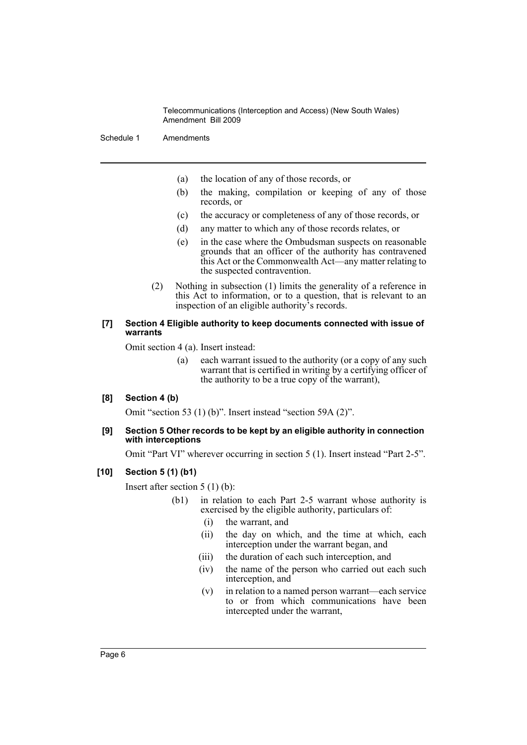(a) the location of any of those records, or

(b) the making, compilation or keeping of any of those records, or

(c) the accuracy or completeness of any of those records, or

(d) any matter to which any of those records relates, or

(e) in the case where the Ombudsman suspects on reasonable grounds that an officer of the authority has contravened this Act or the Commonwealth Act—any matter relating to the suspected contravention.

(2) Nothing in subsection (1) limits the generality of a reference in this Act to information, or to a question, that is relevant to an inspection of an eligible authority's records.

**[7] Section 4 Eligible authority to keep documents connected with issue of warrants**

Omit section 4 (a). Insert instead:

(a) each warrant issued to the authority (or a copy of any such warrant that is certified in writing by a certifying officer of the authority to be a true copy of the warrant),

**[8] Section 4 (b)**

Omit "section 53 (1) (b)". Insert instead "section 59A (2)".

**[9] Section 5 Other records to be kept by an eligible authority in connection with interceptions**

Omit "Part VI" wherever occurring in section 5 (1). Insert instead "Part 2-5".

**[10] Section 5 (1) (b1)**

Insert after section 5 (1) (b):

(b1) in relation to each Part 2-5 warrant whose authority is exercised by the eligible authority, particulars of:

(i) the warrant, and

(ii) the day on which, and the time at which, each interception under the warrant began, and

(iii) the duration of each such interception, and

(iv) the name of the person who carried out each such interception, and

(v) in relation to a named person warrant—each service to or from which communications have been intercepted under the warrant,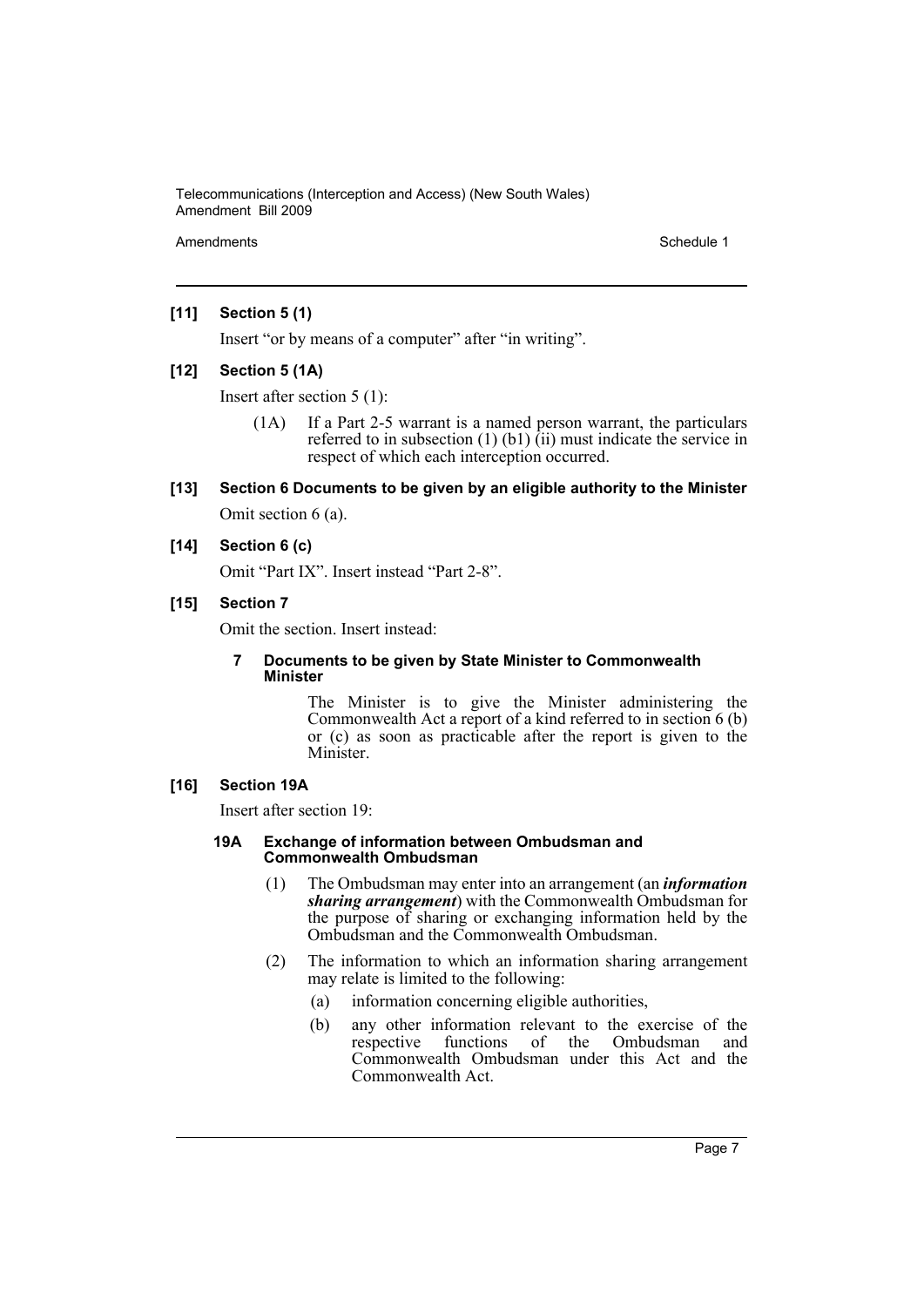**[11] Section 5 (1)**

Insert "or by means of a computer" after "in writing".

**[12] Section 5 (1A)**

Insert after section 5 (1):

> (1A) If a Part 2-5 warrant is a named person warrant, the particulars referred to in subsection (1) (b1) (ii) must indicate the service in respect of which each interception occurred.

**[13] Section 6 Documents to be given by an eligible authority to the Minister**

Omit section 6 (a).

**[14] Section 6 (c)**

Omit "Part IX". Insert instead "Part 2-8".

**[15] Section 7**

Omit the section. Insert instead:

> **7 Documents to be given by State Minister to Commonwealth Minister**
>
> The Minister is to give the Minister administering the Commonwealth Act a report of a kind referred to in section 6 (b) or (c) as soon as practicable after the report is given to the Minister.

**[16] Section 19A**

Insert after section 19:

> **19A Exchange of information between Ombudsman and Commonwealth Ombudsman**
>
> (1) The Ombudsman may enter into an arrangement (an ***information sharing arrangement***) with the Commonwealth Ombudsman for the purpose of sharing or exchanging information held by the Ombudsman and the Commonwealth Ombudsman.
>
> (2) The information to which an information sharing arrangement may relate is limited to the following:
>
> (a) information concerning eligible authorities,
>
> (b) any other information relevant to the exercise of the respective functions of the Ombudsman and Commonwealth Ombudsman under this Act and the Commonwealth Act.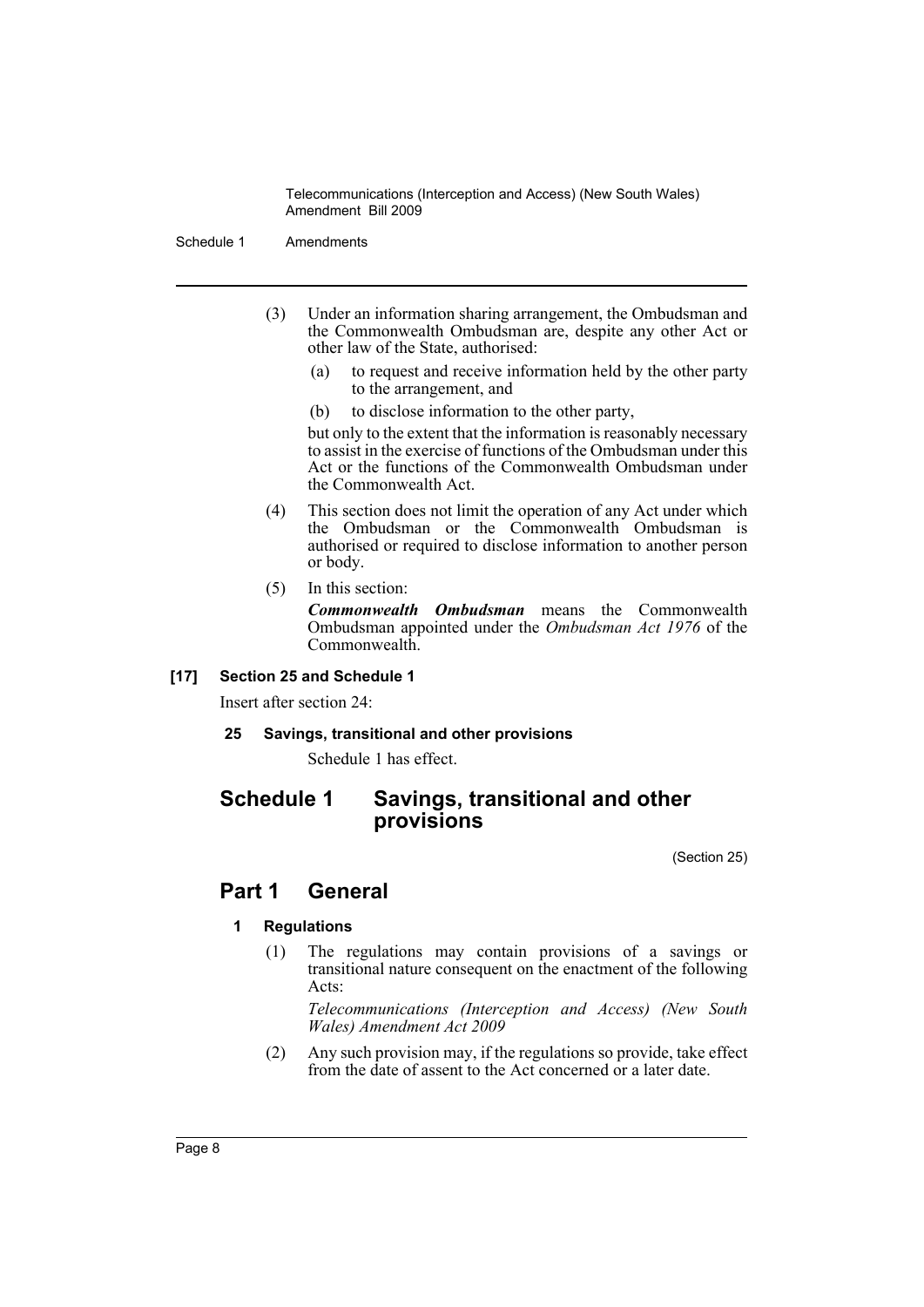(3) Under an information sharing arrangement, the Ombudsman and the Commonwealth Ombudsman are, despite any other Act or other law of the State, authorised:

(a) to request and receive information held by the other party to the arrangement, and

(b) to disclose information to the other party,

but only to the extent that the information is reasonably necessary to assist in the exercise of functions of the Ombudsman under this Act or the functions of the Commonwealth Ombudsman under the Commonwealth Act.

(4) This section does not limit the operation of any Act under which the Ombudsman or the Commonwealth Ombudsman is authorised or required to disclose information to another person or body.

(5) In this section:

***Commonwealth Ombudsman*** means the Commonwealth Ombudsman appointed under the *Ombudsman Act 1976* of the Commonwealth.

**[17] Section 25 and Schedule 1**

Insert after section 24:

**25 Savings, transitional and other provisions**

Schedule 1 has effect.

# Schedule 1 Savings, transitional and other provisions

(Section 25)

## Part 1 General

**1 Regulations**

(1) The regulations may contain provisions of a savings or transitional nature consequent on the enactment of the following Acts:

*Telecommunications (Interception and Access) (New South Wales) Amendment Act 2009*

(2) Any such provision may, if the regulations so provide, take effect from the date of assent to the Act concerned or a later date.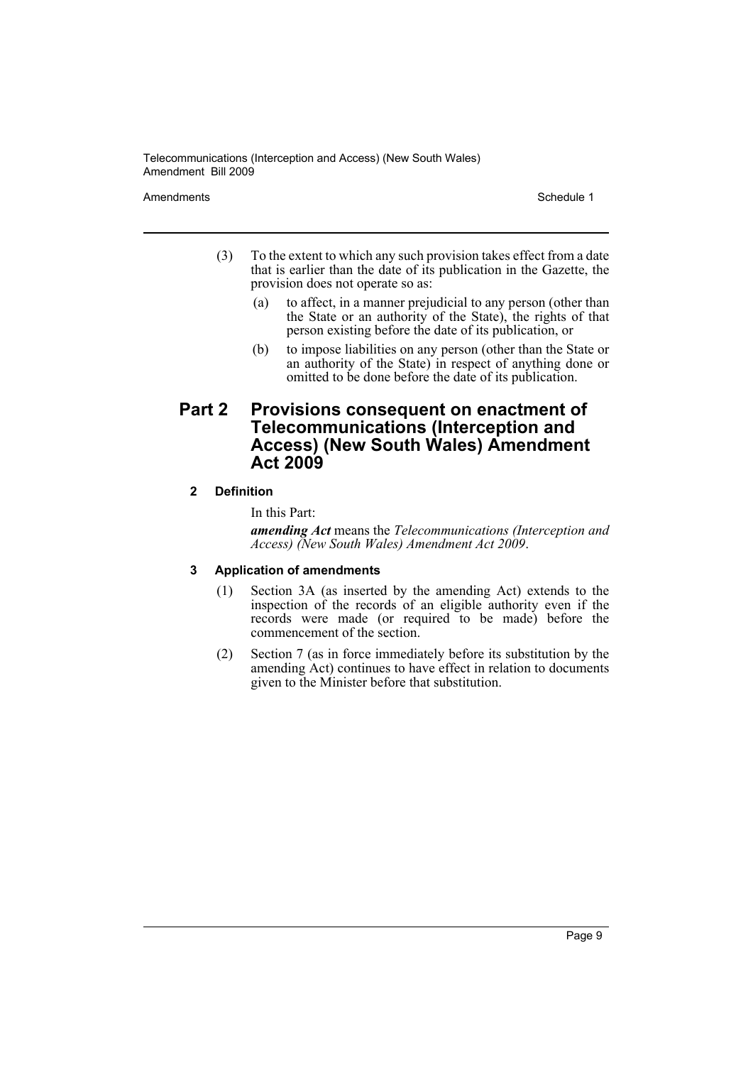(3) To the extent to which any such provision takes effect from a date that is earlier than the date of its publication in the Gazette, the provision does not operate so as:

(a) to affect, in a manner prejudicial to any person (other than the State or an authority of the State), the rights of that person existing before the date of its publication, or

(b) to impose liabilities on any person (other than the State or an authority of the State) in respect of anything done or omitted to be done before the date of its publication.

## Part 2 Provisions consequent on enactment of Telecommunications (Interception and Access) (New South Wales) Amendment Act 2009

### 2 Definition

In this Part:

***amending Act*** means the *Telecommunications (Interception and Access) (New South Wales) Amendment Act 2009*.

### 3 Application of amendments

(1) Section 3A (as inserted by the amending Act) extends to the inspection of the records of an eligible authority even if the records were made (or required to be made) before the commencement of the section.

(2) Section 7 (as in force immediately before its substitution by the amending Act) continues to have effect in relation to documents given to the Minister before that substitution.